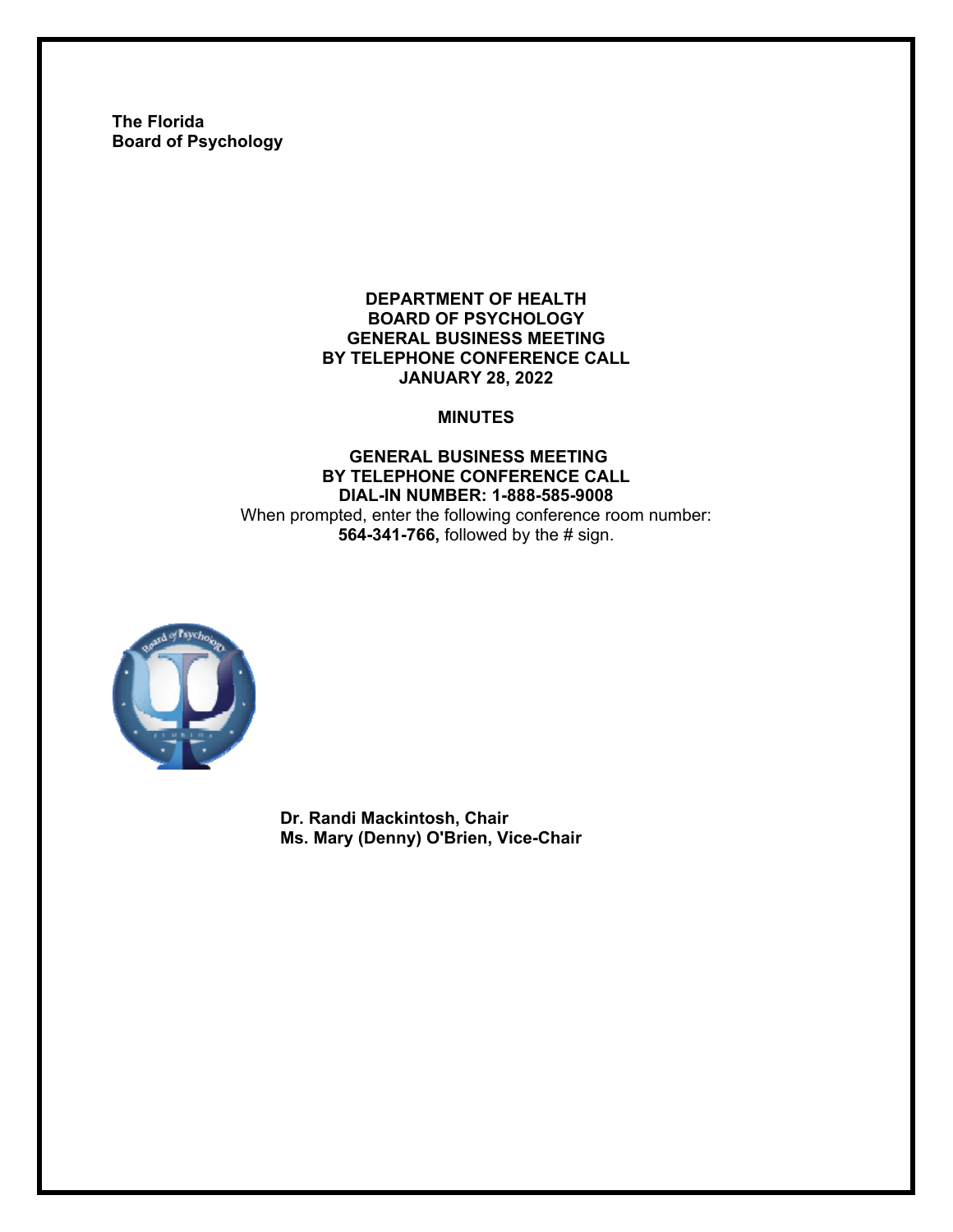**The Florida**
**Board of Psychology**

# DEPARTMENT OF HEALTH
# BOARD OF PSYCHOLOGY
# GENERAL BUSINESS MEETING
# BY TELEPHONE CONFERENCE CALL
# JANUARY 28, 2022

## MINUTES

### GENERAL BUSINESS MEETING
### BY TELEPHONE CONFERENCE CALL
### DIAL-IN NUMBER: 1-888-585-9008

When prompted, enter the following conference room number:
**564-341-766,** followed by the # sign.

**Dr. Randi Mackintosh, Chair**
**Ms. Mary (Denny) O'Brien, Vice-Chair**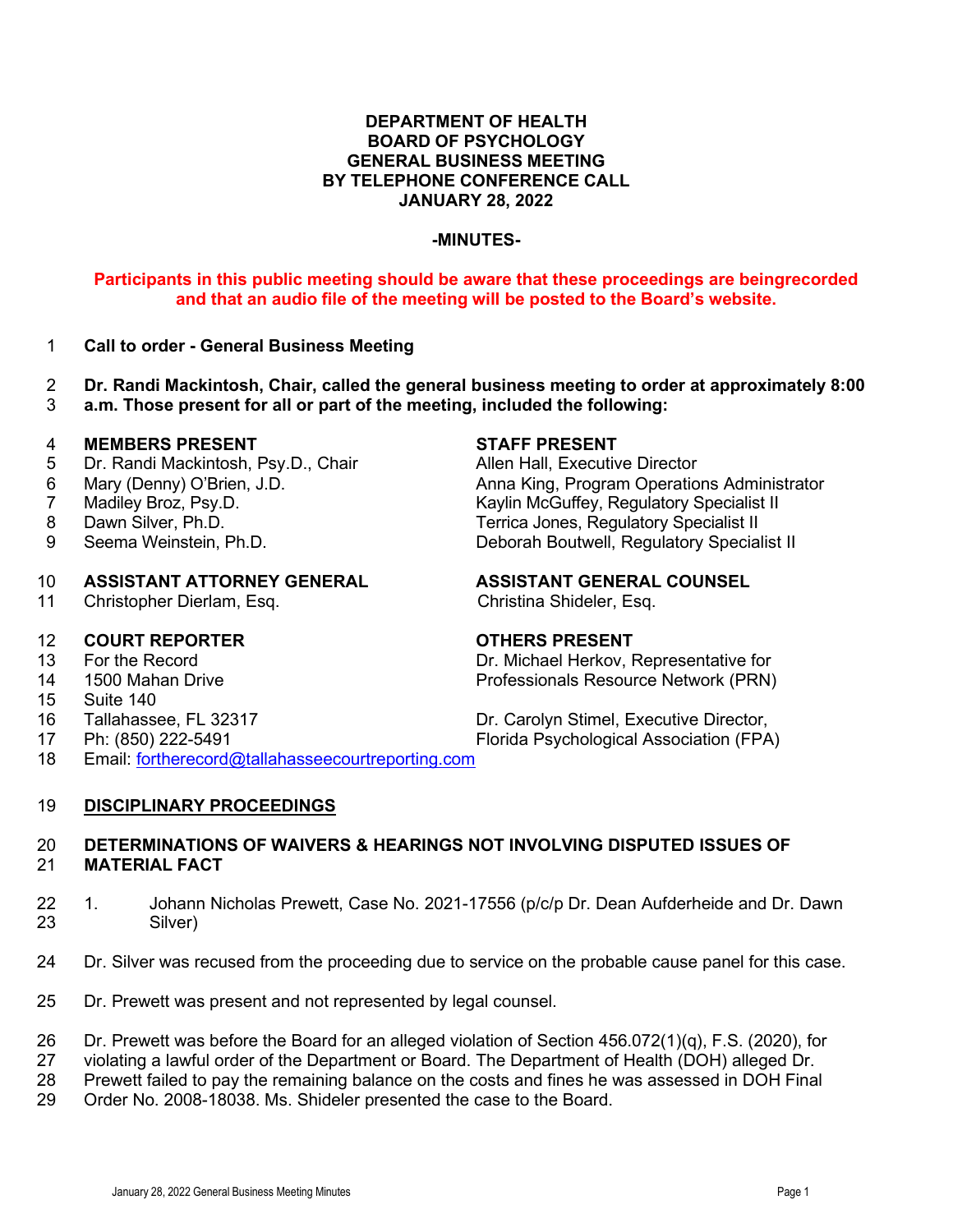# DEPARTMENT OF HEALTH
# BOARD OF PSYCHOLOGY
# GENERAL BUSINESS MEETING
# BY TELEPHONE CONFERENCE CALL
# JANUARY 28, 2022

## -MINUTES-

**Participants in this public meeting should be aware that these proceedings are beingrecorded and that an audio file of the meeting will be posted to the Board's website.**

**Call to order - General Business Meeting**

**Dr. Randi Mackintosh, Chair, called the general business meeting to order at approximately 8:00 a.m. Those present for all or part of the meeting, included the following:**

**MEMBERS PRESENT**
Dr. Randi Mackintosh, Psy.D., Chair
Mary (Denny) O'Brien, J.D.
Madiley Broz, Psy.D.
Dawn Silver, Ph.D.
Seema Weinstein, Ph.D.

**STAFF PRESENT**
Allen Hall, Executive Director
Anna King, Program Operations Administrator
Kaylin McGuffey, Regulatory Specialist II
Terrica Jones, Regulatory Specialist II
Deborah Boutwell, Regulatory Specialist II

**ASSISTANT ATTORNEY GENERAL**
Christopher Dierlam, Esq.

**ASSISTANT GENERAL COUNSEL**
Christina Shideler, Esq.

**COURT REPORTER**
For the Record
1500 Mahan Drive
Suite 140
Tallahassee, FL 32317
Ph: (850) 222-5491
Email: fortherecord@tallahasseecourtreporting.com

**OTHERS PRESENT**
Dr. Michael Herkov, Representative for Professionals Resource Network (PRN)

Dr. Carolyn Stimel, Executive Director, Florida Psychological Association (FPA)

**DISCIPLINARY PROCEEDINGS**

**DETERMINATIONS OF WAIVERS & HEARINGS NOT INVOLVING DISPUTED ISSUES OF MATERIAL FACT**

1. Johann Nicholas Prewett, Case No. 2021-17556 (p/c/p Dr. Dean Aufderheide and Dr. Dawn Silver)

Dr. Silver was recused from the proceeding due to service on the probable cause panel for this case.

Dr. Prewett was present and not represented by legal counsel.

Dr. Prewett was before the Board for an alleged violation of Section 456.072(1)(q), F.S. (2020), for violating a lawful order of the Department or Board. The Department of Health (DOH) alleged Dr. Prewett failed to pay the remaining balance on the costs and fines he was assessed in DOH Final Order No. 2008-18038. Ms. Shideler presented the case to the Board.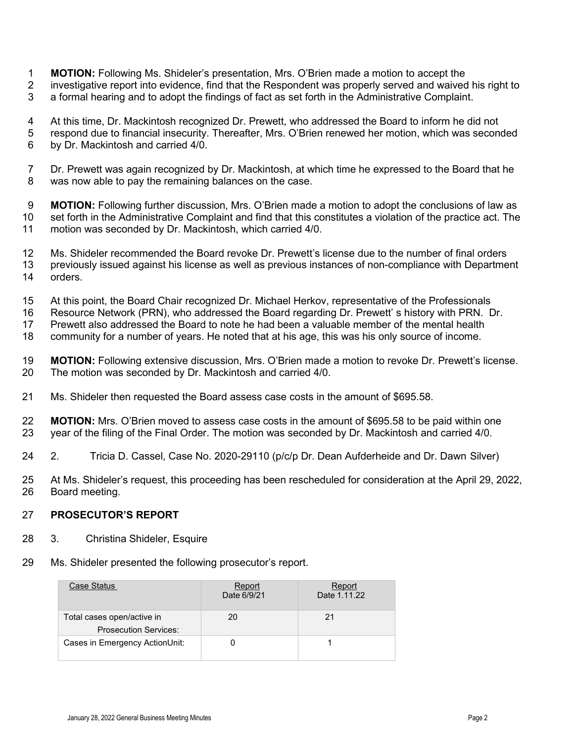**MOTION:** Following Ms. Shideler's presentation, Mrs. O'Brien made a motion to accept the investigative report into evidence, find that the Respondent was properly served and waived his right to a formal hearing and to adopt the findings of fact as set forth in the Administrative Complaint.

At this time, Dr. Mackintosh recognized Dr. Prewett, who addressed the Board to inform he did not respond due to financial insecurity. Thereafter, Mrs. O'Brien renewed her motion, which was seconded by Dr. Mackintosh and carried 4/0.

Dr. Prewett was again recognized by Dr. Mackintosh, at which time he expressed to the Board that he was now able to pay the remaining balances on the case.

**MOTION:** Following further discussion, Mrs. O'Brien made a motion to adopt the conclusions of law as set forth in the Administrative Complaint and find that this constitutes a violation of the practice act. The motion was seconded by Dr. Mackintosh, which carried 4/0.

Ms. Shideler recommended the Board revoke Dr. Prewett's license due to the number of final orders previously issued against his license as well as previous instances of non-compliance with Department orders.

At this point, the Board Chair recognized Dr. Michael Herkov, representative of the Professionals Resource Network (PRN), who addressed the Board regarding Dr. Prewett' s history with PRN. Dr. Prewett also addressed the Board to note he had been a valuable member of the mental health community for a number of years. He noted that at his age, this was his only source of income.

**MOTION:** Following extensive discussion, Mrs. O'Brien made a motion to revoke Dr. Prewett's license. The motion was seconded by Dr. Mackintosh and carried 4/0.

Ms. Shideler then requested the Board assess case costs in the amount of $695.58.

**MOTION:** Mrs. O'Brien moved to assess case costs in the amount of $695.58 to be paid within one year of the filing of the Final Order. The motion was seconded by Dr. Mackintosh and carried 4/0.

2. Tricia D. Cassel, Case No. 2020-29110 (p/c/p Dr. Dean Aufderheide and Dr. Dawn Silver)

At Ms. Shideler's request, this proceeding has been rescheduled for consideration at the April 29, 2022, Board meeting.

**PROSECUTOR'S REPORT**

3. Christina Shideler, Esquire

Ms. Shideler presented the following prosecutor's report.

| Case Status | Report Date 6/9/21 | Report Date 1.11.22 |
|---|---|---|
| Total cases open/active in Prosecution Services: | 20 | 21 |
| Cases in Emergency ActionUnit: | 0 | 1 |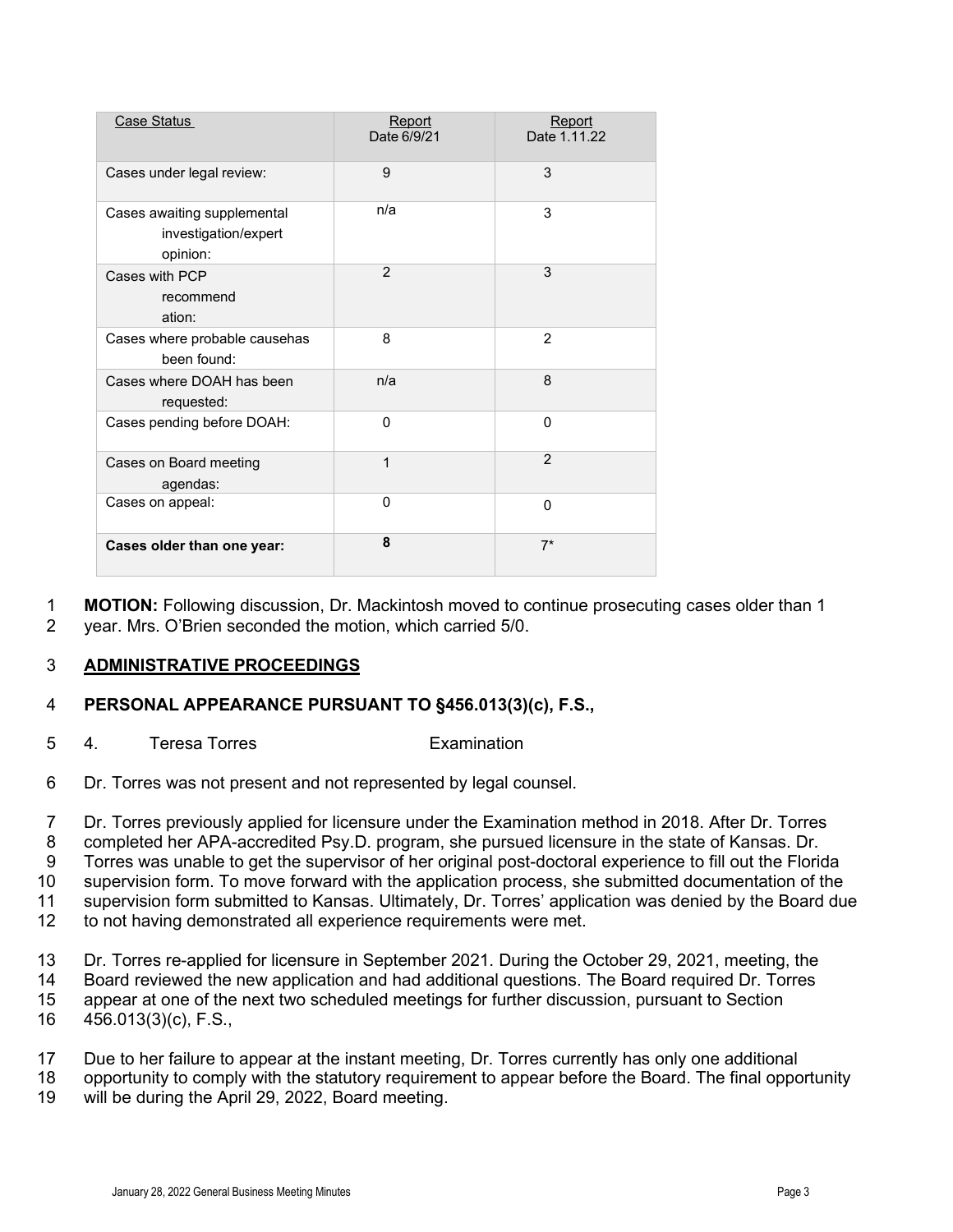| Case Status | Report Date 6/9/21 | Report Date 1.11.22 |
|---|---|---|
| Cases under legal review: | 9 | 3 |
| Cases awaiting supplemental investigation/expert opinion: | n/a | 3 |
| Cases with PCP recommendation: | 2 | 3 |
| Cases where probable causehas been found: | 8 | 2 |
| Cases where DOAH has been requested: | n/a | 8 |
| Cases pending before DOAH: | 0 | 0 |
| Cases on Board meeting agendas: | 1 | 2 |
| Cases on appeal: | 0 | 0 |
| **Cases older than one year:** | **8** | 7* |

**MOTION:** Following discussion, Dr. Mackintosh moved to continue prosecuting cases older than 1 year. Mrs. O'Brien seconded the motion, which carried 5/0.

## ADMINISTRATIVE PROCEEDINGS

### PERSONAL APPEARANCE PURSUANT TO §456.013(3)(c), F.S.,

4. Teresa Torres Examination

Dr. Torres was not present and not represented by legal counsel.

Dr. Torres previously applied for licensure under the Examination method in 2018. After Dr. Torres completed her APA-accredited Psy.D. program, she pursued licensure in the state of Kansas. Dr. Torres was unable to get the supervisor of her original post-doctoral experience to fill out the Florida supervision form. To move forward with the application process, she submitted documentation of the supervision form submitted to Kansas. Ultimately, Dr. Torres' application was denied by the Board due to not having demonstrated all experience requirements were met.

Dr. Torres re-applied for licensure in September 2021. During the October 29, 2021, meeting, the Board reviewed the new application and had additional questions. The Board required Dr. Torres appear at one of the next two scheduled meetings for further discussion, pursuant to Section 456.013(3)(c), F.S.,

Due to her failure to appear at the instant meeting, Dr. Torres currently has only one additional opportunity to comply with the statutory requirement to appear before the Board. The final opportunity will be during the April 29, 2022, Board meeting.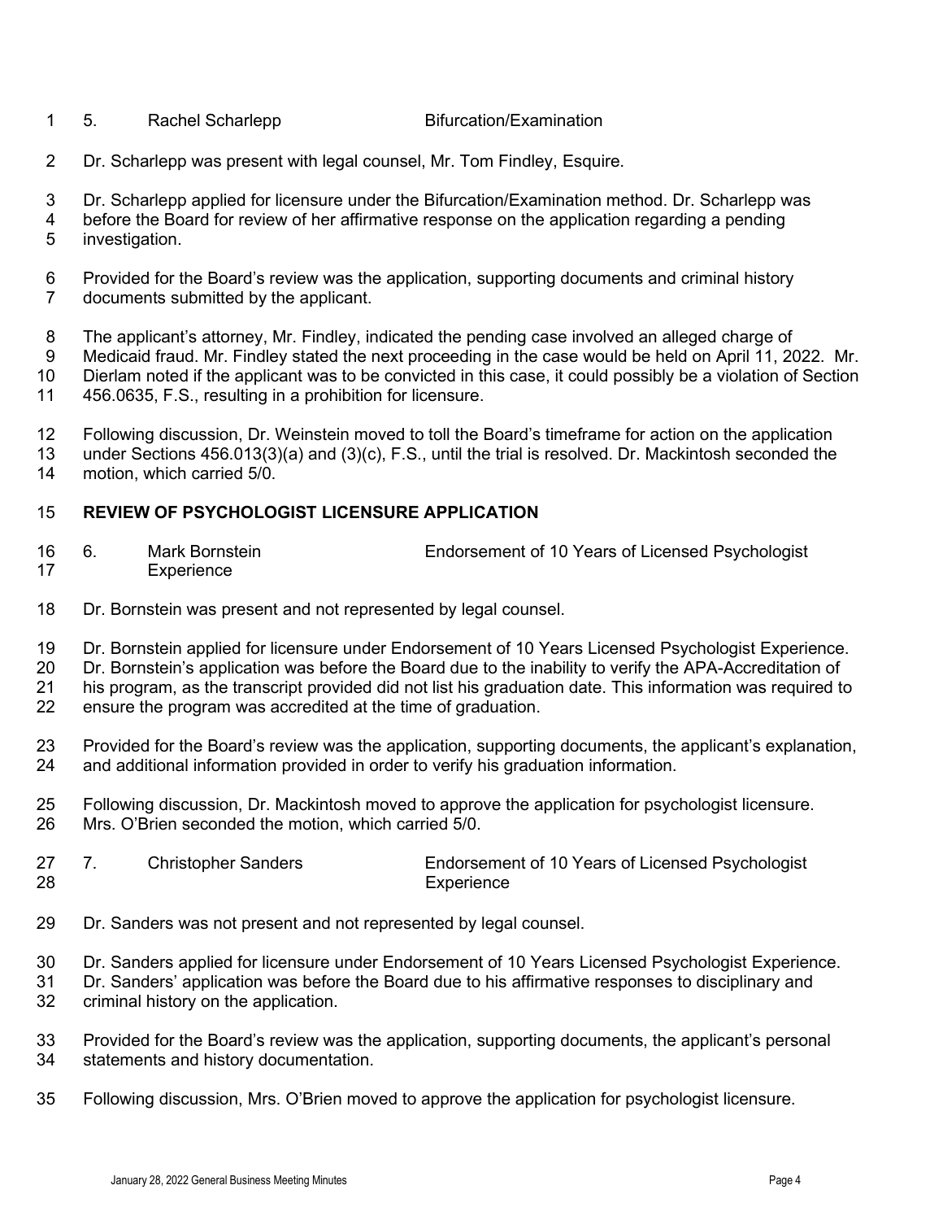5. Rachel Scharlepp Bifurcation/Examination

Dr. Scharlepp was present with legal counsel, Mr. Tom Findley, Esquire.

Dr. Scharlepp applied for licensure under the Bifurcation/Examination method. Dr. Scharlepp was before the Board for review of her affirmative response on the application regarding a pending investigation.

Provided for the Board's review was the application, supporting documents and criminal history documents submitted by the applicant.

The applicant's attorney, Mr. Findley, indicated the pending case involved an alleged charge of Medicaid fraud. Mr. Findley stated the next proceeding in the case would be held on April 11, 2022. Mr. Dierlam noted if the applicant was to be convicted in this case, it could possibly be a violation of Section 456.0635, F.S., resulting in a prohibition for licensure.

Following discussion, Dr. Weinstein moved to toll the Board's timeframe for action on the application under Sections 456.013(3)(a) and (3)(c), F.S., until the trial is resolved. Dr. Mackintosh seconded the motion, which carried 5/0.

## REVIEW OF PSYCHOLOGIST LICENSURE APPLICATION

6. Mark Bornstein Endorsement of 10 Years of Licensed Psychologist Experience

Dr. Bornstein was present and not represented by legal counsel.

Dr. Bornstein applied for licensure under Endorsement of 10 Years Licensed Psychologist Experience. Dr. Bornstein's application was before the Board due to the inability to verify the APA-Accreditation of his program, as the transcript provided did not list his graduation date. This information was required to ensure the program was accredited at the time of graduation.

Provided for the Board's review was the application, supporting documents, the applicant's explanation, and additional information provided in order to verify his graduation information.

Following discussion, Dr. Mackintosh moved to approve the application for psychologist licensure. Mrs. O'Brien seconded the motion, which carried 5/0.

7. Christopher Sanders Endorsement of 10 Years of Licensed Psychologist Experience

Dr. Sanders was not present and not represented by legal counsel.

Dr. Sanders applied for licensure under Endorsement of 10 Years Licensed Psychologist Experience. Dr. Sanders' application was before the Board due to his affirmative responses to disciplinary and criminal history on the application.

Provided for the Board's review was the application, supporting documents, the applicant's personal statements and history documentation.

Following discussion, Mrs. O'Brien moved to approve the application for psychologist licensure.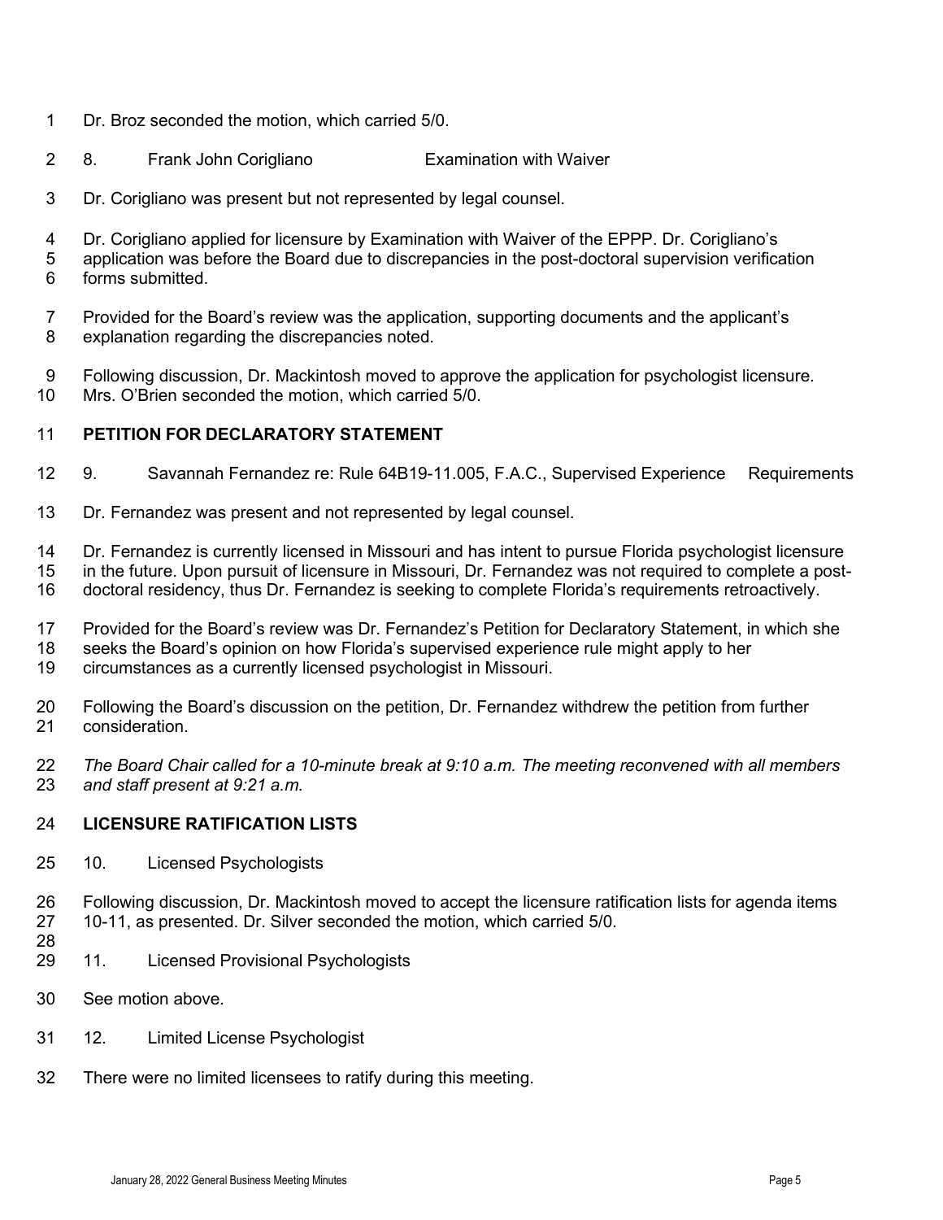Dr. Broz seconded the motion, which carried 5/0.

8. Frank John Corigliano Examination with Waiver

Dr. Corigliano was present but not represented by legal counsel.

Dr. Corigliano applied for licensure by Examination with Waiver of the EPPP. Dr. Corigliano's application was before the Board due to discrepancies in the post-doctoral supervision verification forms submitted.

Provided for the Board's review was the application, supporting documents and the applicant's explanation regarding the discrepancies noted.

Following discussion, Dr. Mackintosh moved to approve the application for psychologist licensure. Mrs. O'Brien seconded the motion, which carried 5/0.

**PETITION FOR DECLARATORY STATEMENT**

9. Savannah Fernandez re: Rule 64B19-11.005, F.A.C., Supervised Experience Requirements

Dr. Fernandez was present and not represented by legal counsel.

Dr. Fernandez is currently licensed in Missouri and has intent to pursue Florida psychologist licensure in the future. Upon pursuit of licensure in Missouri, Dr. Fernandez was not required to complete a post-doctoral residency, thus Dr. Fernandez is seeking to complete Florida's requirements retroactively.

Provided for the Board's review was Dr. Fernandez's Petition for Declaratory Statement, in which she seeks the Board's opinion on how Florida's supervised experience rule might apply to her circumstances as a currently licensed psychologist in Missouri.

Following the Board's discussion on the petition, Dr. Fernandez withdrew the petition from further consideration.

*The Board Chair called for a 10-minute break at 9:10 a.m. The meeting reconvened with all members and staff present at 9:21 a.m.*

**LICENSURE RATIFICATION LISTS**

10. Licensed Psychologists

Following discussion, Dr. Mackintosh moved to accept the licensure ratification lists for agenda items 10-11, as presented. Dr. Silver seconded the motion, which carried 5/0.

11. Licensed Provisional Psychologists

See motion above.

12. Limited License Psychologist

There were no limited licensees to ratify during this meeting.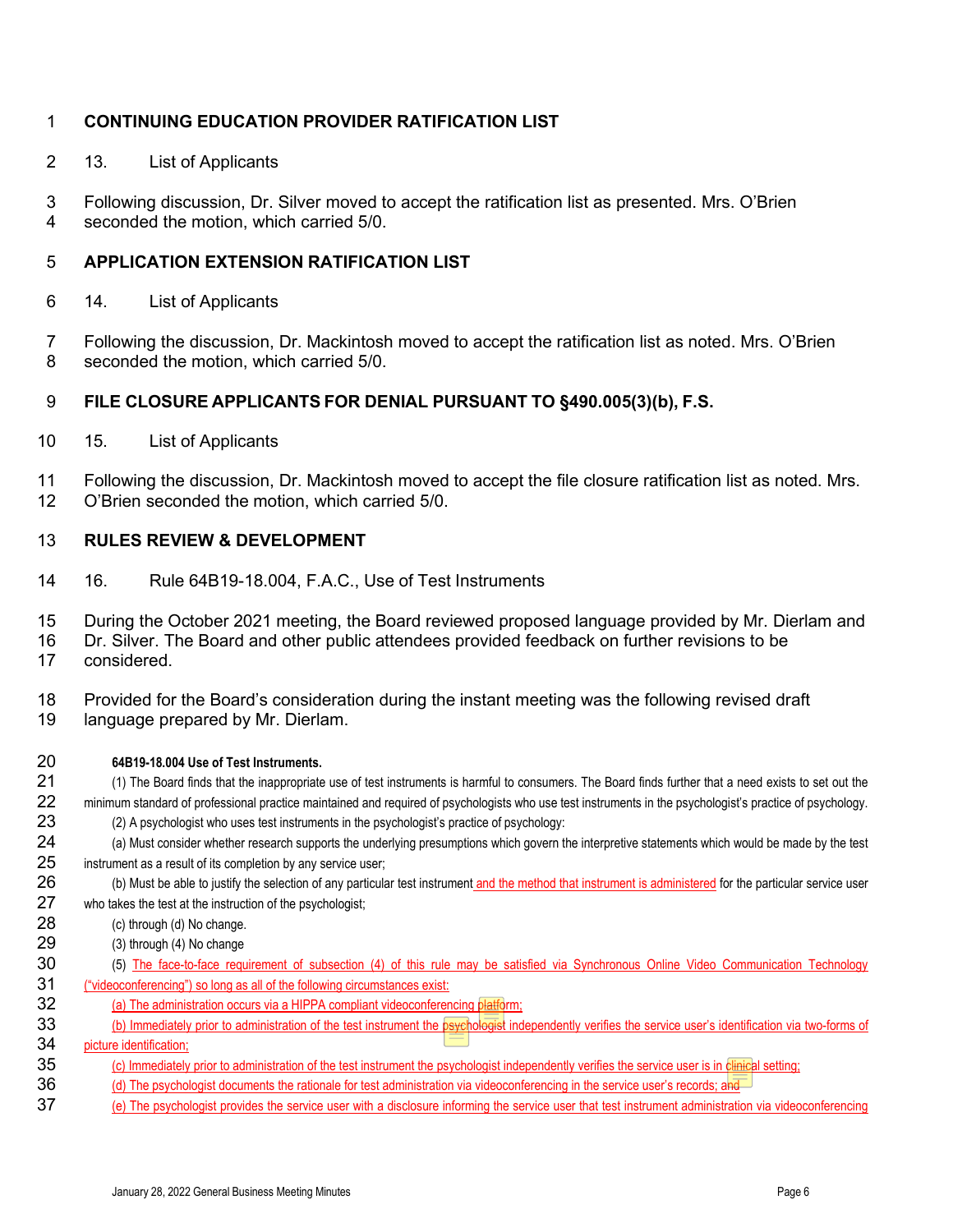**CONTINUING EDUCATION PROVIDER RATIFICATION LIST**

13. List of Applicants

Following discussion, Dr. Silver moved to accept the ratification list as presented. Mrs. O'Brien seconded the motion, which carried 5/0.

**APPLICATION EXTENSION RATIFICATION LIST**

14. List of Applicants

Following the discussion, Dr. Mackintosh moved to accept the ratification list as noted. Mrs. O'Brien seconded the motion, which carried 5/0.

**FILE CLOSURE APPLICANTS FOR DENIAL PURSUANT TO §490.005(3)(b), F.S.**

15. List of Applicants

Following the discussion, Dr. Mackintosh moved to accept the file closure ratification list as noted. Mrs. O'Brien seconded the motion, which carried 5/0.

**RULES REVIEW & DEVELOPMENT**

16. Rule 64B19-18.004, F.A.C., Use of Test Instruments

During the October 2021 meeting, the Board reviewed proposed language provided by Mr. Dierlam and Dr. Silver. The Board and other public attendees provided feedback on further revisions to be considered.

Provided for the Board's consideration during the instant meeting was the following revised draft language prepared by Mr. Dierlam.

**64B19-18.004 Use of Test Instruments.**

(1) The Board finds that the inappropriate use of test instruments is harmful to consumers. The Board finds further that a need exists to set out the minimum standard of professional practice maintained and required of psychologists who use test instruments in the psychologist's practice of psychology.

(2) A psychologist who uses test instruments in the psychologist's practice of psychology:

(a) Must consider whether research supports the underlying presumptions which govern the interpretive statements which would be made by the test instrument as a result of its completion by any service user;

(b) Must be able to justify the selection of any particular test instrument and the method that instrument is administered for the particular service user who takes the test at the instruction of the psychologist;

(c) through (d) No change.

(3) through (4) No change

(5) The face-to-face requirement of subsection (4) of this rule may be satisfied via Synchronous Online Video Communication Technology ("videoconferencing") so long as all of the following circumstances exist:

(a) The administration occurs via a HIPPA compliant videoconferencing platform;

(b) Immediately prior to administration of the test instrument the psychologist independently verifies the service user's identification via two-forms of picture identification;

(c) Immediately prior to administration of the test instrument the psychologist independently verifies the service user is in clinical setting;

(d) The psychologist documents the rationale for test administration via videoconferencing in the service user's records; and

(e) The psychologist provides the service user with a disclosure informing the service user that test instrument administration via videoconferencing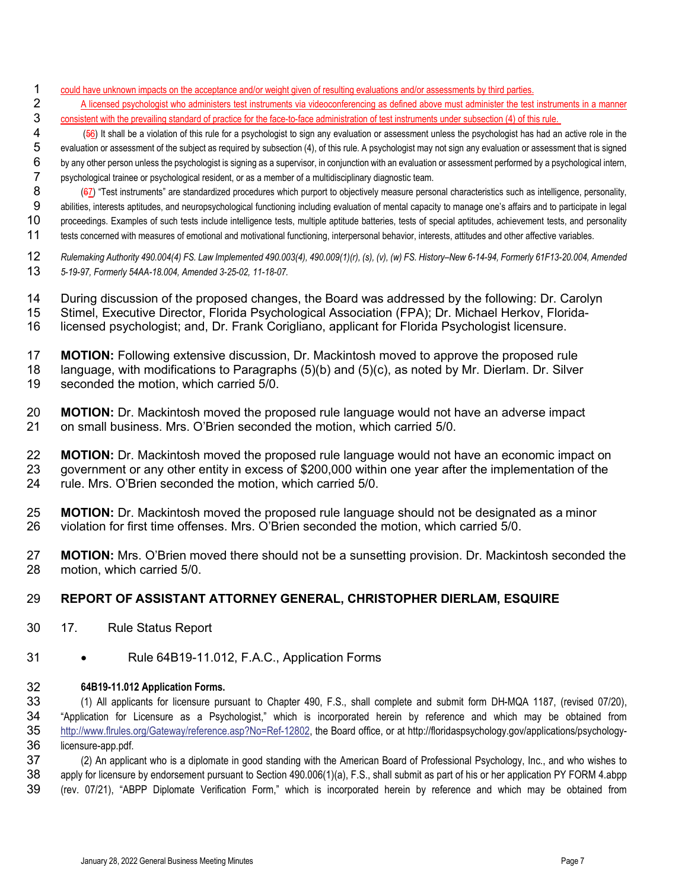could have unknown impacts on the acceptance and/or weight given of resulting evaluations and/or assessments by third parties.

A licensed psychologist who administers test instruments via videoconferencing as defined above must administer the test instruments in a manner consistent with the prevailing standard of practice for the face-to-face administration of test instruments under subsection (4) of this rule.

(56) It shall be a violation of this rule for a psychologist to sign any evaluation or assessment unless the psychologist has had an active role in the evaluation or assessment of the subject as required by subsection (4), of this rule. A psychologist may not sign any evaluation or assessment that is signed by any other person unless the psychologist is signing as a supervisor, in conjunction with an evaluation or assessment performed by a psychological intern, psychological trainee or psychological resident, or as a member of a multidisciplinary diagnostic team.

(67) "Test instruments" are standardized procedures which purport to objectively measure personal characteristics such as intelligence, personality, abilities, interests aptitudes, and neuropsychological functioning including evaluation of mental capacity to manage one's affairs and to participate in legal proceedings. Examples of such tests include intelligence tests, multiple aptitude batteries, tests of special aptitudes, achievement tests, and personality tests concerned with measures of emotional and motivational functioning, interpersonal behavior, interests, attitudes and other affective variables.

*Rulemaking Authority 490.004(4) FS. Law Implemented 490.003(4), 490.009(1)(r), (s), (v), (w) FS. History–New 6-14-94, Formerly 61F13-20.004, Amended 5-19-97, Formerly 54AA-18.004, Amended 3-25-02, 11-18-07.*

During discussion of the proposed changes, the Board was addressed by the following: Dr. Carolyn Stimel, Executive Director, Florida Psychological Association (FPA); Dr. Michael Herkov, Florida-licensed psychologist; and, Dr. Frank Corigliano, applicant for Florida Psychologist licensure.

**MOTION:** Following extensive discussion, Dr. Mackintosh moved to approve the proposed rule language, with modifications to Paragraphs (5)(b) and (5)(c), as noted by Mr. Dierlam. Dr. Silver seconded the motion, which carried 5/0.

**MOTION:** Dr. Mackintosh moved the proposed rule language would not have an adverse impact on small business. Mrs. O'Brien seconded the motion, which carried 5/0.

**MOTION:** Dr. Mackintosh moved the proposed rule language would not have an economic impact on government or any other entity in excess of $200,000 within one year after the implementation of the rule. Mrs. O'Brien seconded the motion, which carried 5/0.

**MOTION:** Dr. Mackintosh moved the proposed rule language should not be designated as a minor violation for first time offenses. Mrs. O'Brien seconded the motion, which carried 5/0.

**MOTION:** Mrs. O'Brien moved there should not be a sunsetting provision. Dr. Mackintosh seconded the motion, which carried 5/0.

## REPORT OF ASSISTANT ATTORNEY GENERAL, CHRISTOPHER DIERLAM, ESQUIRE

17. Rule Status Report

- Rule 64B19-11.012, F.A.C., Application Forms

**64B19-11.012 Application Forms.**

(1) All applicants for licensure pursuant to Chapter 490, F.S., shall complete and submit form DH-MQA 1187, (revised 07/20), "Application for Licensure as a Psychologist," which is incorporated herein by reference and which may be obtained from http://www.flrules.org/Gateway/reference.asp?No=Ref-12802, the Board office, or at http://floridaspsychology.gov/applications/psychology-licensure-app.pdf.

(2) An applicant who is a diplomate in good standing with the American Board of Professional Psychology, Inc., and who wishes to apply for licensure by endorsement pursuant to Section 490.006(1)(a), F.S., shall submit as part of his or her application PY FORM 4.abpp (rev. 07/21), "ABPP Diplomate Verification Form," which is incorporated herein by reference and which may be obtained from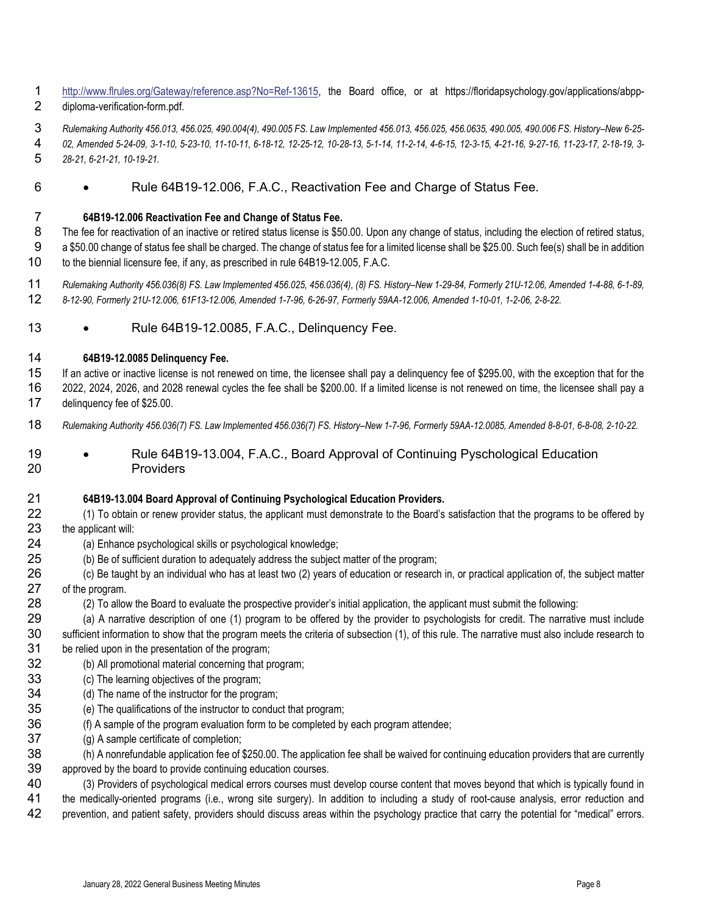http://www.flrules.org/Gateway/reference.asp?No=Ref-13615, the Board office, or at https://floridapsychology.gov/applications/abpp-diploma-verification-form.pdf.

*Rulemaking Authority 456.013, 456.025, 490.004(4), 490.005 FS. Law Implemented 456.013, 456.025, 456.0635, 490.005, 490.006 FS. History–New 6-25-02, Amended 5-24-09, 3-1-10, 5-23-10, 11-10-11, 6-18-12, 12-25-12, 10-28-13, 5-1-14, 11-2-14, 4-6-15, 12-3-15, 4-21-16, 9-27-16, 11-23-17, 2-18-19, 3-28-21, 6-21-21, 10-19-21.*

- Rule 64B19-12.006, F.A.C., Reactivation Fee and Charge of Status Fee.

**64B19-12.006 Reactivation Fee and Change of Status Fee.**

The fee for reactivation of an inactive or retired status license is $50.00. Upon any change of status, including the election of retired status, a $50.00 change of status fee shall be charged. The change of status fee for a limited license shall be $25.00. Such fee(s) shall be in addition to the biennial licensure fee, if any, as prescribed in rule 64B19-12.005, F.A.C.

*Rulemaking Authority 456.036(8) FS. Law Implemented 456.025, 456.036(4), (8) FS. History–New 1-29-84, Formerly 21U-12.06, Amended 1-4-88, 6-1-89, 8-12-90, Formerly 21U-12.006, 61F13-12.006, Amended 1-7-96, 6-26-97, Formerly 59AA-12.006, Amended 1-10-01, 1-2-06, 2-8-22.*

- Rule 64B19-12.0085, F.A.C., Delinquency Fee.

**64B19-12.0085 Delinquency Fee.**

If an active or inactive license is not renewed on time, the licensee shall pay a delinquency fee of $295.00, with the exception that for the 2022, 2024, 2026, and 2028 renewal cycles the fee shall be $200.00. If a limited license is not renewed on time, the licensee shall pay a delinquency fee of $25.00.

*Rulemaking Authority 456.036(7) FS. Law Implemented 456.036(7) FS. History–New 1-7-96, Formerly 59AA-12.0085, Amended 8-8-01, 6-8-08, 2-10-22.*

- Rule 64B19-13.004, F.A.C., Board Approval of Continuing Pyschological Education Providers

**64B19-13.004 Board Approval of Continuing Psychological Education Providers.**

(1) To obtain or renew provider status, the applicant must demonstrate to the Board's satisfaction that the programs to be offered by the applicant will:

(a) Enhance psychological skills or psychological knowledge;

(b) Be of sufficient duration to adequately address the subject matter of the program;

(c) Be taught by an individual who has at least two (2) years of education or research in, or practical application of, the subject matter of the program.

(2) To allow the Board to evaluate the prospective provider's initial application, the applicant must submit the following:

(a) A narrative description of one (1) program to be offered by the provider to psychologists for credit. The narrative must include sufficient information to show that the program meets the criteria of subsection (1), of this rule. The narrative must also include research to be relied upon in the presentation of the program;

(b) All promotional material concerning that program;

(c) The learning objectives of the program;

(d) The name of the instructor for the program;

(e) The qualifications of the instructor to conduct that program;

(f) A sample of the program evaluation form to be completed by each program attendee;

(g) A sample certificate of completion;

(h) A nonrefundable application fee of $250.00. The application fee shall be waived for continuing education providers that are currently approved by the board to provide continuing education courses.

(3) Providers of psychological medical errors courses must develop course content that moves beyond that which is typically found in the medically-oriented programs (i.e., wrong site surgery). In addition to including a study of root-cause analysis, error reduction and prevention, and patient safety, providers should discuss areas within the psychology practice that carry the potential for "medical" errors.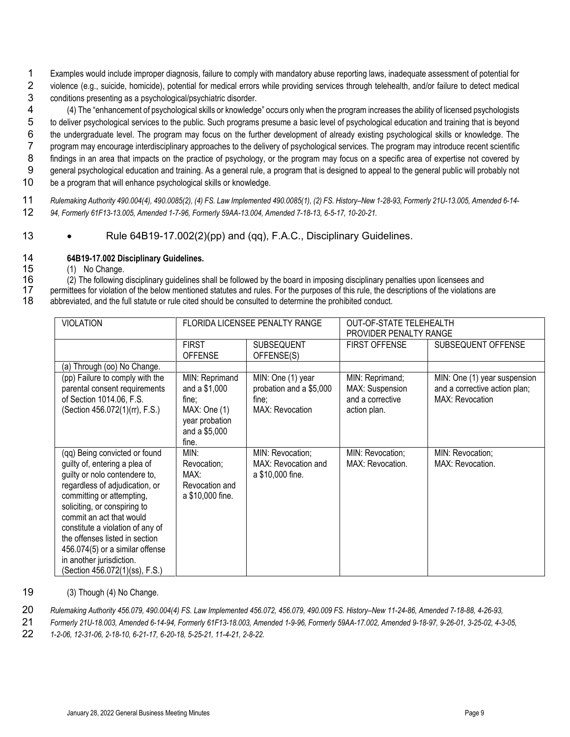Examples would include improper diagnosis, failure to comply with mandatory abuse reporting laws, inadequate assessment of potential for violence (e.g., suicide, homicide), potential for medical errors while providing services through telehealth, and/or failure to detect medical conditions presenting as a psychological/psychiatric disorder.

(4) The "enhancement of psychological skills or knowledge" occurs only when the program increases the ability of licensed psychologists to deliver psychological services to the public. Such programs presume a basic level of psychological education and training that is beyond the undergraduate level. The program may focus on the further development of already existing psychological skills or knowledge. The program may encourage interdisciplinary approaches to the delivery of psychological services. The program may introduce recent scientific findings in an area that impacts on the practice of psychology, or the program may focus on a specific area of expertise not covered by general psychological education and training. As a general rule, a program that is designed to appeal to the general public will probably not be a program that will enhance psychological skills or knowledge.

*Rulemaking Authority 490.004(4), 490.0085(2), (4) FS. Law Implemented 490.0085(1), (2) FS. History–New 1-28-93, Formerly 21U-13.005, Amended 6-14-94, Formerly 61F13-13.005, Amended 1-7-96, Formerly 59AA-13.004, Amended 7-18-13, 6-5-17, 10-20-21.*

- Rule 64B19-17.002(2)(pp) and (qq), F.A.C., Disciplinary Guidelines.

**64B19-17.002 Disciplinary Guidelines.**

(1) No Change.

(2) The following disciplinary guidelines shall be followed by the board in imposing disciplinary penalties upon licensees and permittees for violation of the below mentioned statutes and rules. For the purposes of this rule, the descriptions of the violations are abbreviated, and the full statute or rule cited should be consulted to determine the prohibited conduct.

| VIOLATION | FLORIDA LICENSEE PENALTY RANGE | | OUT-OF-STATE TELEHEALTH PROVIDER PENALTY RANGE | |
|---|---|---|---|---|
| | FIRST OFFENSE | SUBSEQUENT OFFENSE(S) | FIRST OFFENSE | SUBSEQUENT OFFENSE |
| (a) Through (oo) No Change. | | | | |
| (pp) Failure to comply with the parental consent requirements of Section 1014.06, F.S. (Section 456.072(1)(rr), F.S.) | MIN: Reprimand and a $1,000 fine; MAX: One (1) year probation and a $5,000 fine. | MIN: One (1) year probation and a $5,000 fine; MAX: Revocation | MIN: Reprimand; MAX: Suspension and a corrective action plan. | MIN: One (1) year suspension and a corrective action plan; MAX: Revocation |
| (qq) Being convicted or found guilty of, entering a plea of guilty or nolo contendere to, regardless of adjudication, or committing or attempting, soliciting, or conspiring to commit an act that would constitute a violation of any of the offenses listed in section 456.074(5) or a similar offense in another jurisdiction. (Section 456.072(1)(ss), F.S.) | MIN: Revocation; MAX: Revocation and a $10,000 fine. | MIN: Revocation; MAX: Revocation and a $10,000 fine. | MIN: Revocation; MAX: Revocation. | MIN: Revocation; MAX: Revocation. |

(3) Though (4) No Change.

*Rulemaking Authority 456.079, 490.004(4) FS. Law Implemented 456.072, 456.079, 490.009 FS. History–New 11-24-86, Amended 7-18-88, 4-26-93, Formerly 21U-18.003, Amended 6-14-94, Formerly 61F13-18.003, Amended 1-9-96, Formerly 59AA-17.002, Amended 9-18-97, 9-26-01, 3-25-02, 4-3-05, 1-2-06, 12-31-06, 2-18-10, 6-21-17, 6-20-18, 5-25-21, 11-4-21, 2-8-22.*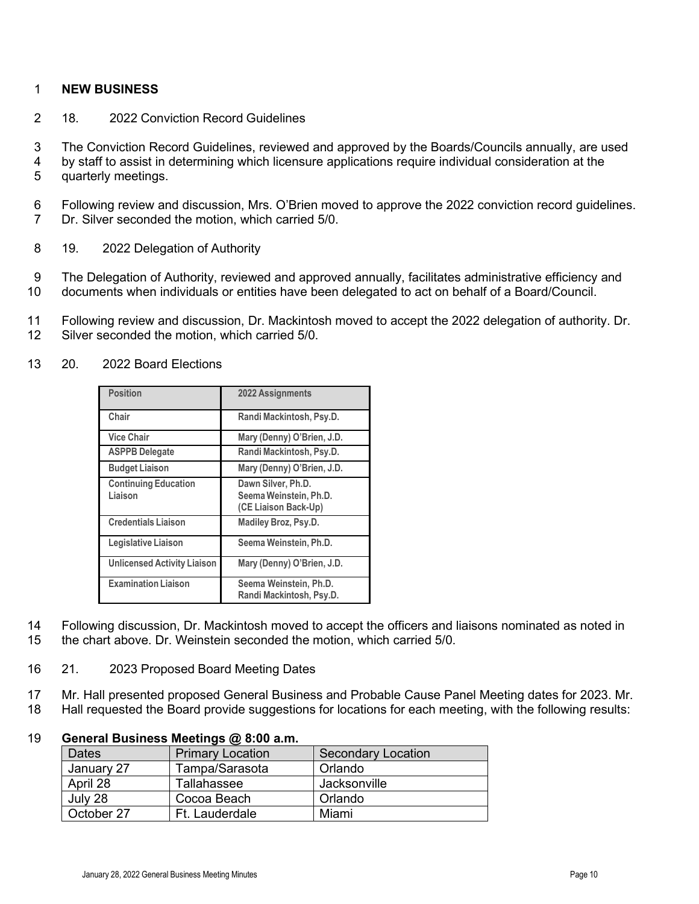## NEW BUSINESS

18. 2022 Conviction Record Guidelines

The Conviction Record Guidelines, reviewed and approved by the Boards/Councils annually, are used by staff to assist in determining which licensure applications require individual consideration at the quarterly meetings.

Following review and discussion, Mrs. O'Brien moved to approve the 2022 conviction record guidelines. Dr. Silver seconded the motion, which carried 5/0.

19. 2022 Delegation of Authority

The Delegation of Authority, reviewed and approved annually, facilitates administrative efficiency and documents when individuals or entities have been delegated to act on behalf of a Board/Council.

Following review and discussion, Dr. Mackintosh moved to accept the 2022 delegation of authority. Dr. Silver seconded the motion, which carried 5/0.

20. 2022 Board Elections

| Position | 2022 Assignments |
|---|---|
| Chair | Randi Mackintosh, Psy.D. |
| Vice Chair | Mary (Denny) O'Brien, J.D. |
| ASPPB Delegate | Randi Mackintosh, Psy.D. |
| Budget Liaison | Mary (Denny) O'Brien, J.D. |
| Continuing Education Liaison | Dawn Silver, Ph.D.<br>Seema Weinstein, Ph.D.<br>(CE Liaison Back-Up) |
| Credentials Liaison | Madiley Broz, Psy.D. |
| Legislative Liaison | Seema Weinstein, Ph.D. |
| Unlicensed Activity Liaison | Mary (Denny) O'Brien, J.D. |
| Examination Liaison | Seema Weinstein, Ph.D.<br>Randi Mackintosh, Psy.D. |

Following discussion, Dr. Mackintosh moved to accept the officers and liaisons nominated as noted in the chart above. Dr. Weinstein seconded the motion, which carried 5/0.

21. 2023 Proposed Board Meeting Dates

Mr. Hall presented proposed General Business and Probable Cause Panel Meeting dates for 2023. Mr. Hall requested the Board provide suggestions for locations for each meeting, with the following results:

**General Business Meetings @ 8:00 a.m.**

| Dates | Primary Location | Secondary Location |
|---|---|---|
| January 27 | Tampa/Sarasota | Orlando |
| April 28 | Tallahassee | Jacksonville |
| July 28 | Cocoa Beach | Orlando |
| October 27 | Ft. Lauderdale | Miami |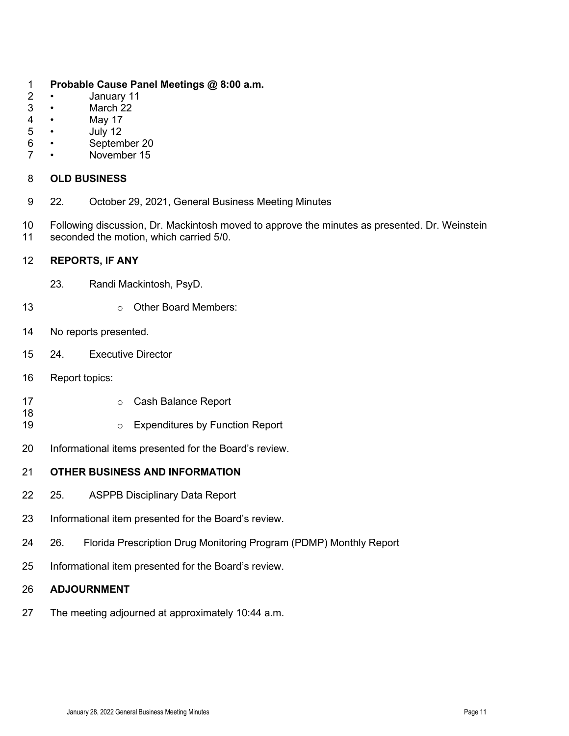**Probable Cause Panel Meetings @ 8:00 a.m.**

- January 11
- March 22
- May 17
- July 12
- September 20
- November 15

**OLD BUSINESS**

22. October 29, 2021, General Business Meeting Minutes

Following discussion, Dr. Mackintosh moved to approve the minutes as presented. Dr. Weinstein seconded the motion, which carried 5/0.

**REPORTS, IF ANY**

23. Randi Mackintosh, PsyD.

   - Other Board Members:

No reports presented.

24. Executive Director

Report topics:

   - Cash Balance Report
   - Expenditures by Function Report

Informational items presented for the Board's review.

**OTHER BUSINESS AND INFORMATION**

25. ASPPB Disciplinary Data Report

Informational item presented for the Board's review.

26. Florida Prescription Drug Monitoring Program (PDMP) Monthly Report

Informational item presented for the Board's review.

**ADJOURNMENT**

The meeting adjourned at approximately 10:44 a.m.